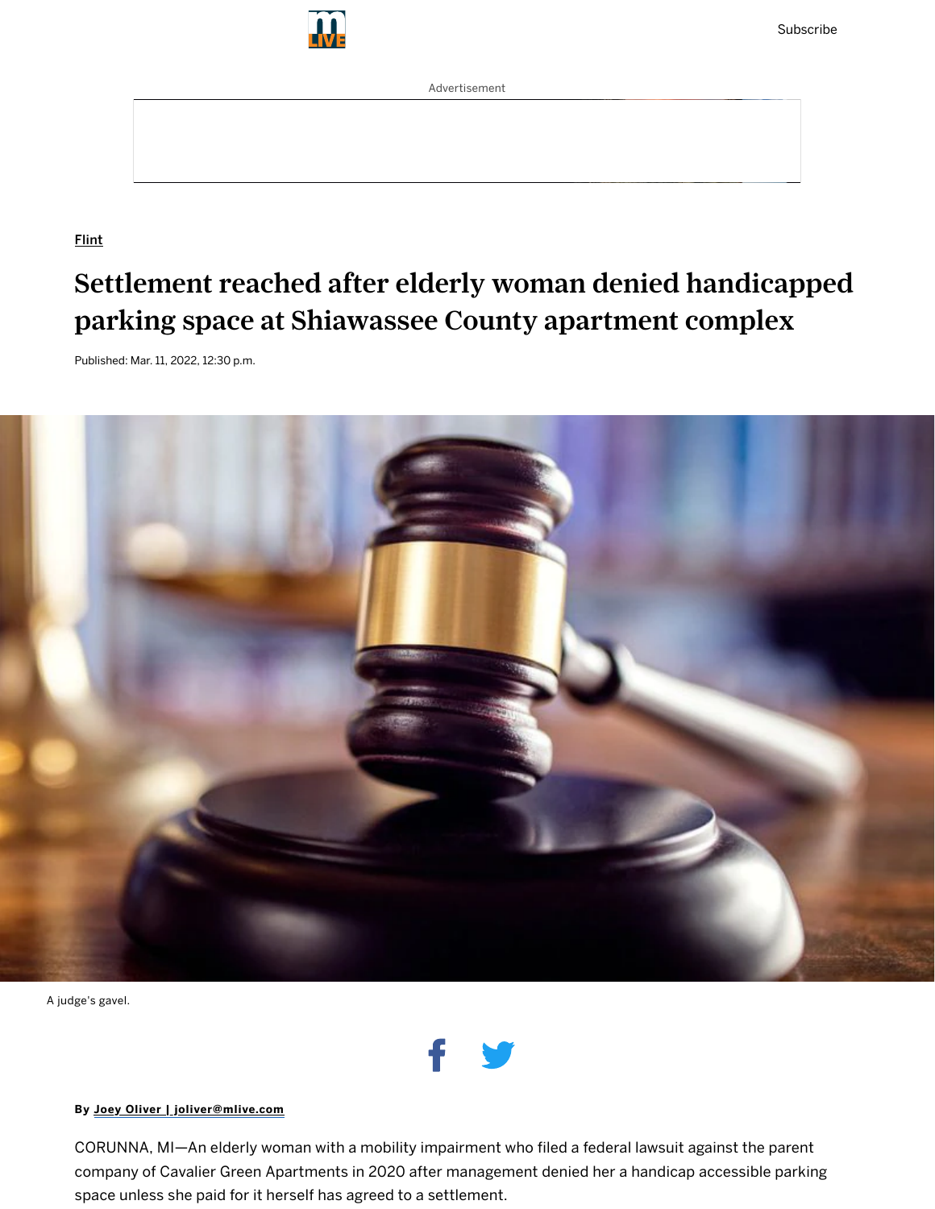Flint

# Settlement reached after elderly woman denied handicapped parking space at Shiawassee County apartment complex

Published: Mar. 11, 2022, 12:30 p.m.

A judge's gavel.

By Joey Oliver | joliver@mlive.com

CORUNNA, MI—An elderly woman with a mobility impairment who filed a federal lawsuit against the parent company of Cavalier Green Apartments in 2020 after management denied her a handicap accessible parking space unless she paid for it herself has agreed to a settlement.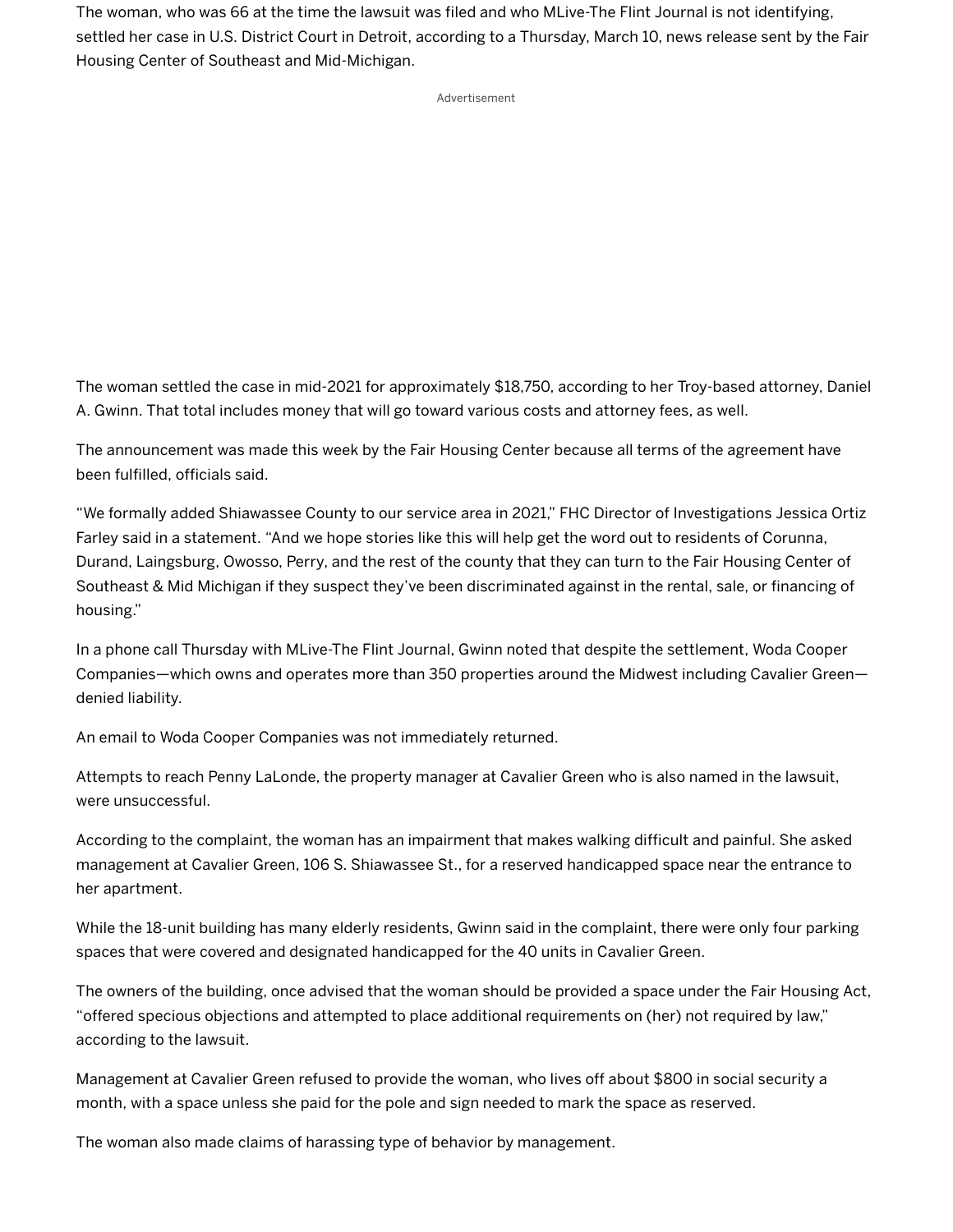The woman, who was 66 at the time the lawsuit was filed and who MLive-The Flint Journal is not identifying, settled her case in U.S. District Court in Detroit, according to a Thursday, March 10, news release sent by the Fair Housing Center of Southeast and Mid-Michigan.

The woman settled the case in mid-2021 for approximately $18,750, according to her Troy-based attorney, Daniel A. Gwinn. That total includes money that will go toward various costs and attorney fees, as well.

The announcement was made this week by the Fair Housing Center because all terms of the agreement have been fulfilled, officials said.

"We formally added Shiawassee County to our service area in 2021," FHC Director of Investigations Jessica Ortiz Farley said in a statement. "And we hope stories like this will help get the word out to residents of Corunna, Durand, Laingsburg, Owosso, Perry, and the rest of the county that they can turn to the Fair Housing Center of Southeast & Mid Michigan if they suspect they've been discriminated against in the rental, sale, or financing of housing."

In a phone call Thursday with MLive-The Flint Journal, Gwinn noted that despite the settlement, Woda Cooper Companies—which owns and operates more than 350 properties around the Midwest including Cavalier Green—denied liability.

An email to Woda Cooper Companies was not immediately returned.

Attempts to reach Penny LaLonde, the property manager at Cavalier Green who is also named in the lawsuit, were unsuccessful.

According to the complaint, the woman has an impairment that makes walking difficult and painful. She asked management at Cavalier Green, 106 S. Shiawassee St., for a reserved handicapped space near the entrance to her apartment.

While the 18-unit building has many elderly residents, Gwinn said in the complaint, there were only four parking spaces that were covered and designated handicapped for the 40 units in Cavalier Green.

The owners of the building, once advised that the woman should be provided a space under the Fair Housing Act, "offered specious objections and attempted to place additional requirements on (her) not required by law," according to the lawsuit.

Management at Cavalier Green refused to provide the woman, who lives off about $800 in social security a month, with a space unless she paid for the pole and sign needed to mark the space as reserved.

The woman also made claims of harassing type of behavior by management.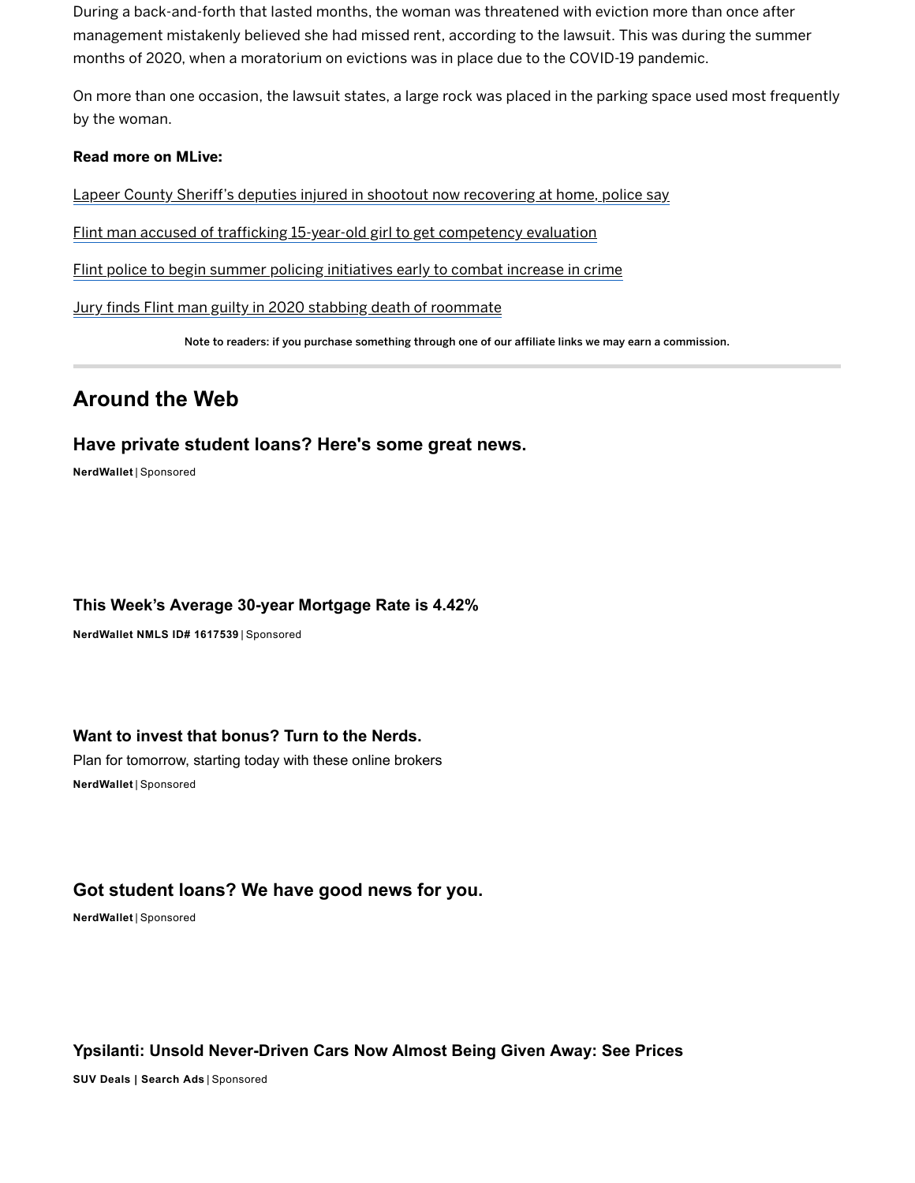During a back-and-forth that lasted months, the woman was threatened with eviction more than once after management mistakenly believed she had missed rent, according to the lawsuit. This was during the summer months of 2020, when a moratorium on evictions was in place due to the COVID-19 pandemic.

On more than one occasion, the lawsuit states, a large rock was placed in the parking space used most frequently by the woman.

**Read more on MLive:**

Lapeer County Sheriff's deputies injured in shootout now recovering at home, police say

Flint man accused of trafficking 15-year-old girl to get competency evaluation

Flint police to begin summer policing initiatives early to combat increase in crime

Jury finds Flint man guilty in 2020 stabbing death of roommate

Note to readers: if you purchase something through one of our affiliate links we may earn a commission.

---

## Around the Web

### Have private student loans? Here's some great news.

**NerdWallet** | Sponsored

### This Week's Average 30-year Mortgage Rate is 4.42%

**NerdWallet NMLS ID# 1617539** | Sponsored

### Want to invest that bonus? Turn to the Nerds.

Plan for tomorrow, starting today with these online brokers

**NerdWallet** | Sponsored

### Got student loans? We have good news for you.

**NerdWallet** | Sponsored

### Ypsilanti: Unsold Never-Driven Cars Now Almost Being Given Away: See Prices

**SUV Deals | Search Ads** | Sponsored